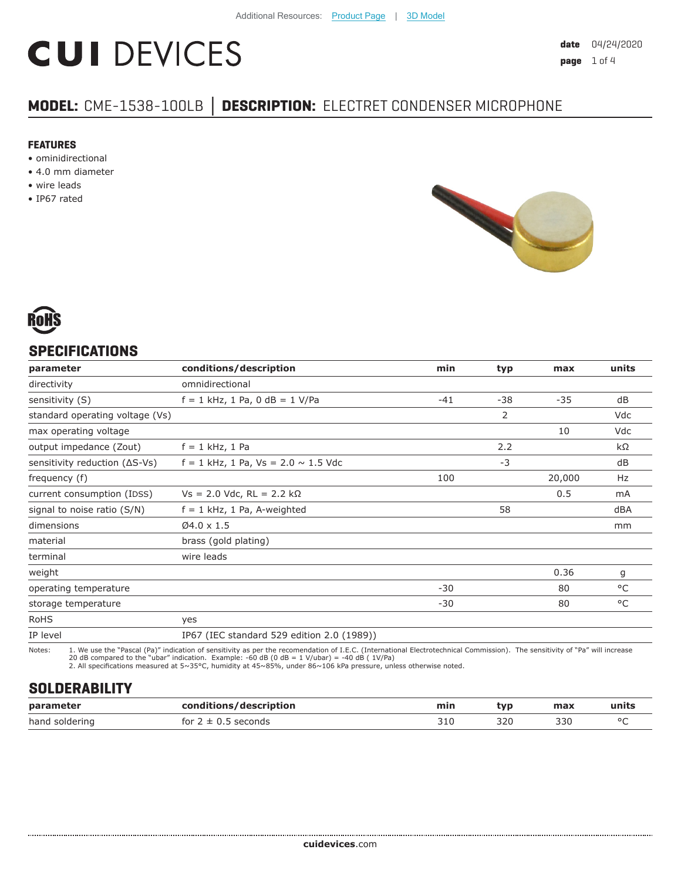Additional Resources: Product Page | 3D Model

# CUI DEVICES

**date** 04/24/2020
**page** 1 of 4

## MODEL: CME-1538-100LB | DESCRIPTION: ELECTRET CONDENSER MICROPHONE

### FEATURES

- ominidirectional
- 4.0 mm diameter
- wire leads
- IP67 rated

RoHS

## SPECIFICATIONS

| parameter | conditions/description | min | typ | max | units |
|---|---|---|---|---|---|
| directivity | omnidirectional | | | | |
| sensitivity (S) | f = 1 kHz, 1 Pa, 0 dB = 1 V/Pa | -41 | -38 | -35 | dB |
| standard operating voltage (Vs) | | | 2 | | Vdc |
| max operating voltage | | | | 10 | Vdc |
| output impedance (Zout) | f = 1 kHz, 1 Pa | | 2.2 | | kΩ |
| sensitivity reduction (ΔS-Vs) | f = 1 kHz, 1 Pa, Vs = 2.0 ~ 1.5 Vdc | | -3 | | dB |
| frequency (f) | | 100 | | 20,000 | Hz |
| current consumption (IDSS) | Vs = 2.0 Vdc, RL = 2.2 kΩ | | | 0.5 | mA |
| signal to noise ratio (S/N) | f = 1 kHz, 1 Pa, A-weighted | | 58 | | dBA |
| dimensions | Ø4.0 x 1.5 | | | | mm |
| material | brass (gold plating) | | | | |
| terminal | wire leads | | | | |
| weight | | | | 0.36 | g |
| operating temperature | | -30 | | 80 | °C |
| storage temperature | | -30 | | 80 | °C |
| RoHS | yes | | | | |
| IP level | IP67 (IEC standard 529 edition 2.0 (1989)) | | | | |

Notes:
1. We use the "Pascal (Pa)" indication of sensitivity as per the recomendation of I.E.C. (International Electrotechnical Commission). The sensitivity of "Pa" will increase 20 dB compared to the "ubar" indication. Example: -60 dB (0 dB = 1 V/ubar) = -40 dB ( 1V/Pa)
2. All specifications measured at 5~35°C, humidity at 45~85%, under 86~106 kPa pressure, unless otherwise noted.

## SOLDERABILITY

| parameter | conditions/description | min | typ | max | units |
|---|---|---|---|---|---|
| hand soldering | for 2 ± 0.5 seconds | 310 | 320 | 330 | °C |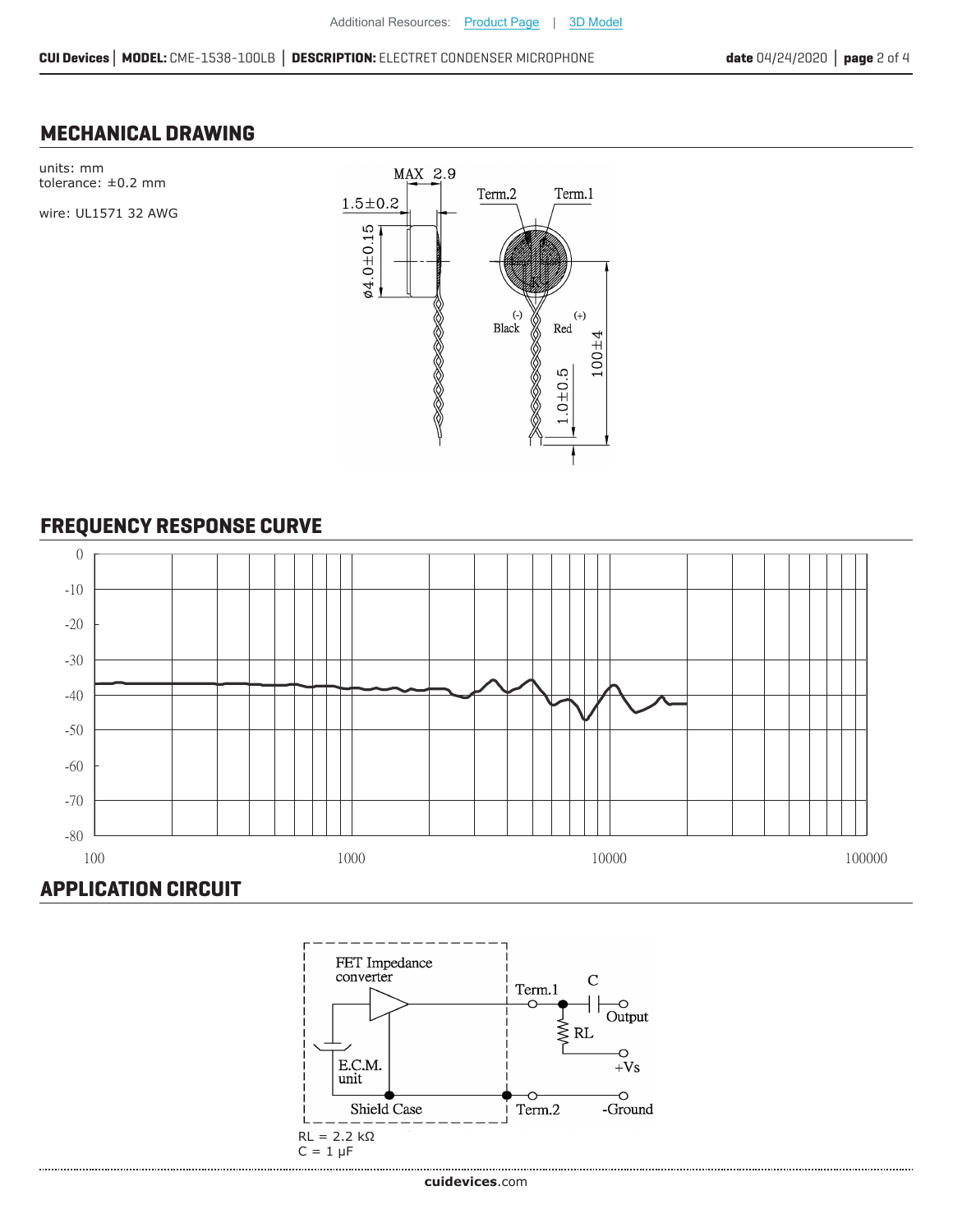Additional Resources: Product Page | 3D Model

## MECHANICAL DRAWING

units: mm
tolerance: ±0.2 mm

wire: UL1571 32 AWG

MAX 2.9

1.5±0.2

ø4.0±0.15

Term.2 Term.1

(-) Black (+) Red

1.0±0.5

100±4

## FREQUENCY RESPONSE CURVE

0
-10
-20
-30
-40
-50
-60
-70
-80

100 1000 10000 100000

## APPLICATION CIRCUIT

FET Impedance converter

E.C.M. unit

Shield Case

Term.1 C Output

RL

+Vs

Term.2 -Ground

RL = 2.2 kΩ
C = 1 μF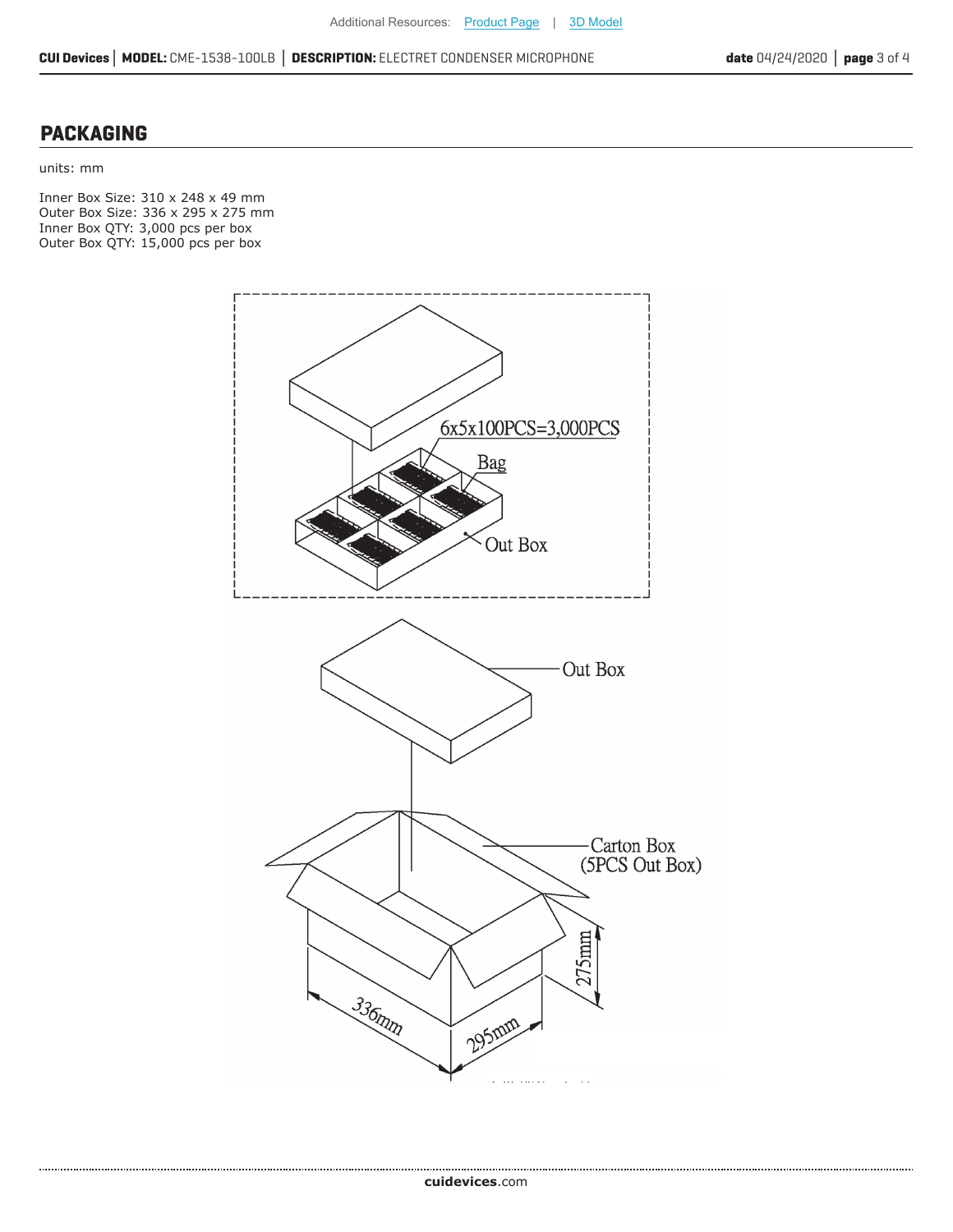## PACKAGING

units: mm

Inner Box Size: 310 x 248 x 49 mm
Outer Box Size: 336 x 295 x 275 mm
Inner Box QTY: 3,000 pcs per box
Outer Box QTY: 15,000 pcs per box

6x5x100PCS=3,000PCS

Bag

Out Box

Out Box

Carton Box
(5PCS Out Box)

275mm

336mm

295mm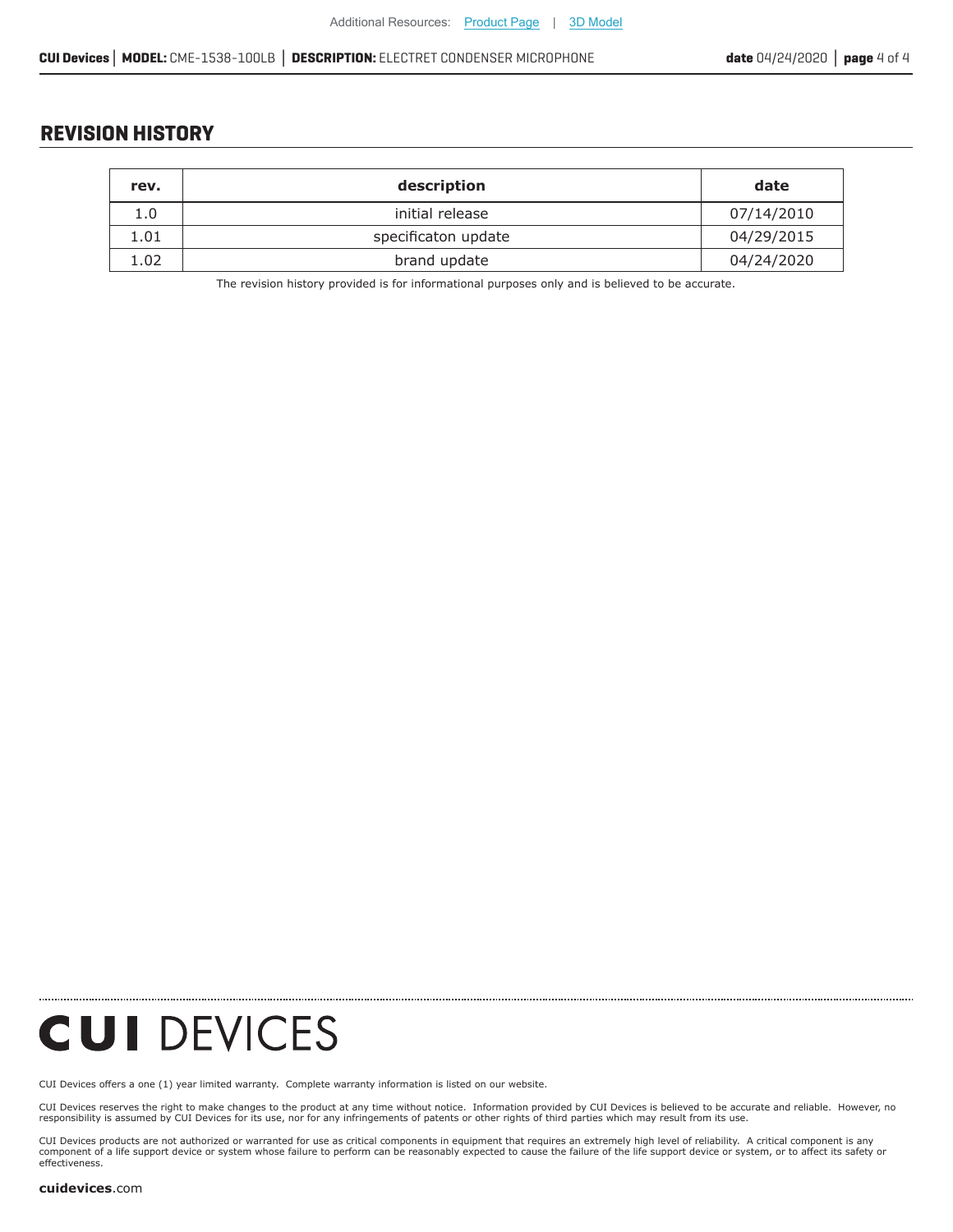## REVISION HISTORY

| rev. | description | date |
|---|---|---|
| 1.0 | initial release | 07/14/2010 |
| 1.01 | specificaton update | 04/29/2015 |
| 1.02 | brand update | 04/24/2020 |

The revision history provided is for informational purposes only and is believed to be accurate.

**CUI DEVICES**

CUI Devices offers a one (1) year limited warranty. Complete warranty information is listed on our website.

CUI Devices reserves the right to make changes to the product at any time without notice. Information provided by CUI Devices is believed to be accurate and reliable. However, no responsibility is assumed by CUI Devices for its use, nor for any infringements of patents or other rights of third parties which may result from its use.

CUI Devices products are not authorized or warranted for use as critical components in equipment that requires an extremely high level of reliability. A critical component is any component of a life support device or system whose failure to perform can be reasonably expected to cause the failure of the life support device or system, or to affect its safety or effectiveness.

**cuidevices**.com